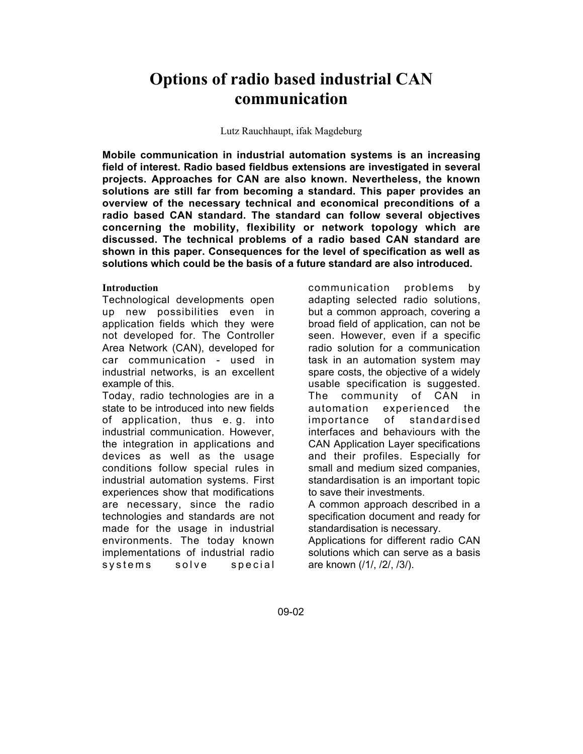# Options of radio based industrial CAN communication

Lutz Rauchhaupt, ifak Magdeburg

**Mobile communication in industrial automation systems is an increasing field of interest. Radio based fieldbus extensions are investigated in several projects. Approaches for CAN are also known. Nevertheless, the known solutions are still far from becoming a standard. This paper provides an overview of the necessary technical and economical preconditions of a radio based CAN standard. The standard can follow several objectives concerning the mobility, flexibility or network topology which are discussed. The technical problems of a radio based CAN standard are shown in this paper. Consequences for the level of specification as well as solutions which could be the basis of a future standard are also introduced.**

## Introduction

Technological developments open up new possibilities even in application fields which they were not developed for. The Controller Area Network (CAN), developed for car communication - used in industrial networks, is an excellent example of this.

Today, radio technologies are in a state to be introduced into new fields of application, thus e. g. into industrial communication. However, the integration in applications and devices as well as the usage conditions follow special rules in industrial automation systems. First experiences show that modifications are necessary, since the radio technologies and standards are not made for the usage in industrial environments. The today known implementations of industrial radio systems solve special communication problems by adapting selected radio solutions, but a common approach, covering a broad field of application, can not be seen. However, even if a specific radio solution for a communication task in an automation system may spare costs, the objective of a widely usable specification is suggested. The community of CAN in automation experienced the importance of standardised interfaces and behaviours with the CAN Application Layer specifications and their profiles. Especially for small and medium sized companies, standardisation is an important topic to save their investments.

A common approach described in a specification document and ready for standardisation is necessary.

Applications for different radio CAN solutions which can serve as a basis are known (/1/, /2/, /3/).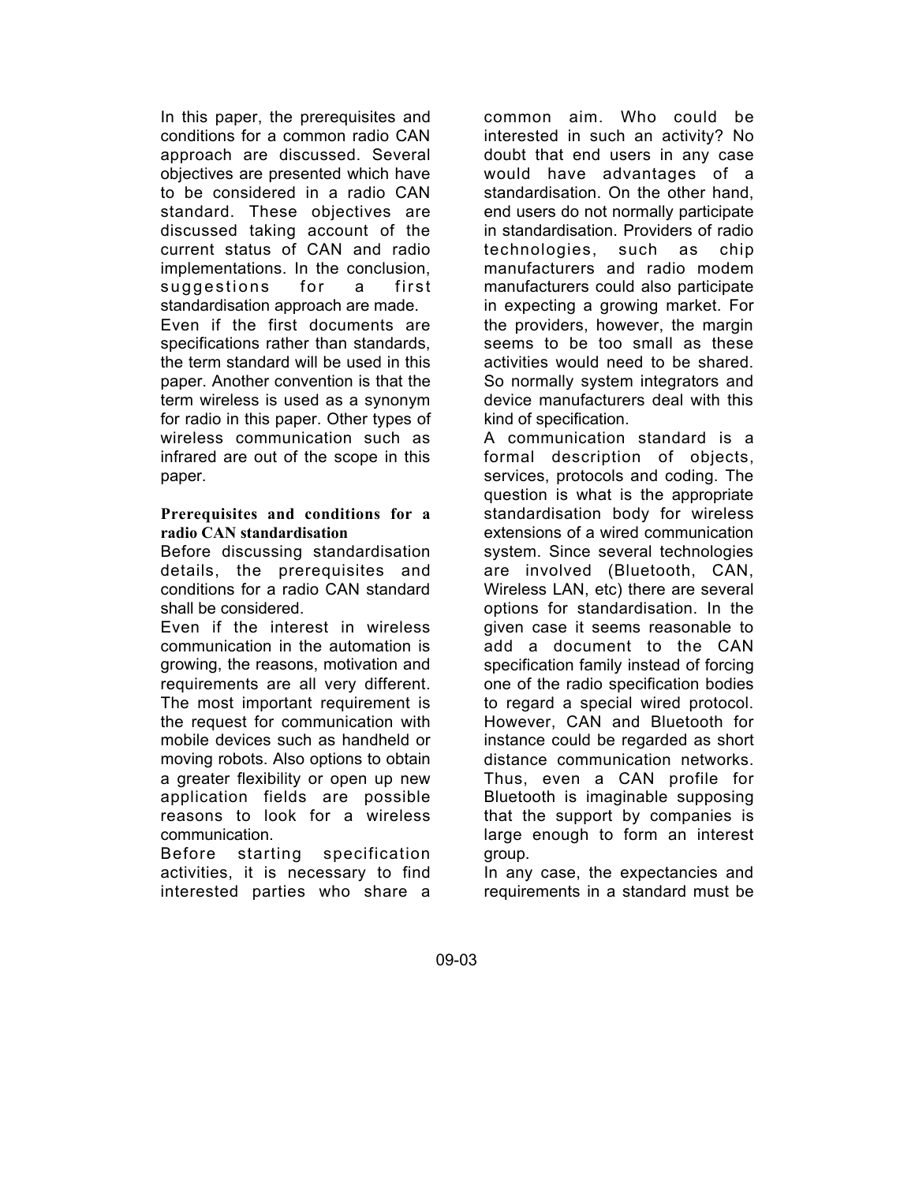In this paper, the prerequisites and conditions for a common radio CAN approach are discussed. Several objectives are presented which have to be considered in a radio CAN standard. These objectives are discussed taking account of the current status of CAN and radio implementations. In the conclusion, suggestions for a first standardisation approach are made.

Even if the first documents are specifications rather than standards, the term standard will be used in this paper. Another convention is that the term wireless is used as a synonym for radio in this paper. Other types of wireless communication such as infrared are out of the scope in this paper.

**Prerequisites and conditions for a radio CAN standardisation**

Before discussing standardisation details, the prerequisites and conditions for a radio CAN standard shall be considered.

Even if the interest in wireless communication in the automation is growing, the reasons, motivation and requirements are all very different. The most important requirement is the request for communication with mobile devices such as handheld or moving robots. Also options to obtain a greater flexibility or open up new application fields are possible reasons to look for a wireless communication.

Before starting specification activities, it is necessary to find interested parties who share a common aim. Who could be interested in such an activity? No doubt that end users in any case would have advantages of a standardisation. On the other hand, end users do not normally participate in standardisation. Providers of radio technologies, such as chip manufacturers and radio modem manufacturers could also participate in expecting a growing market. For the providers, however, the margin seems to be too small as these activities would need to be shared. So normally system integrators and device manufacturers deal with this kind of specification.

A communication standard is a formal description of objects, services, protocols and coding. The question is what is the appropriate standardisation body for wireless extensions of a wired communication system. Since several technologies are involved (Bluetooth, CAN, Wireless LAN, etc) there are several options for standardisation. In the given case it seems reasonable to add a document to the CAN specification family instead of forcing one of the radio specification bodies to regard a special wired protocol. However, CAN and Bluetooth for instance could be regarded as short distance communication networks. Thus, even a CAN profile for Bluetooth is imaginable supposing that the support by companies is large enough to form an interest group.

In any case, the expectancies and requirements in a standard must be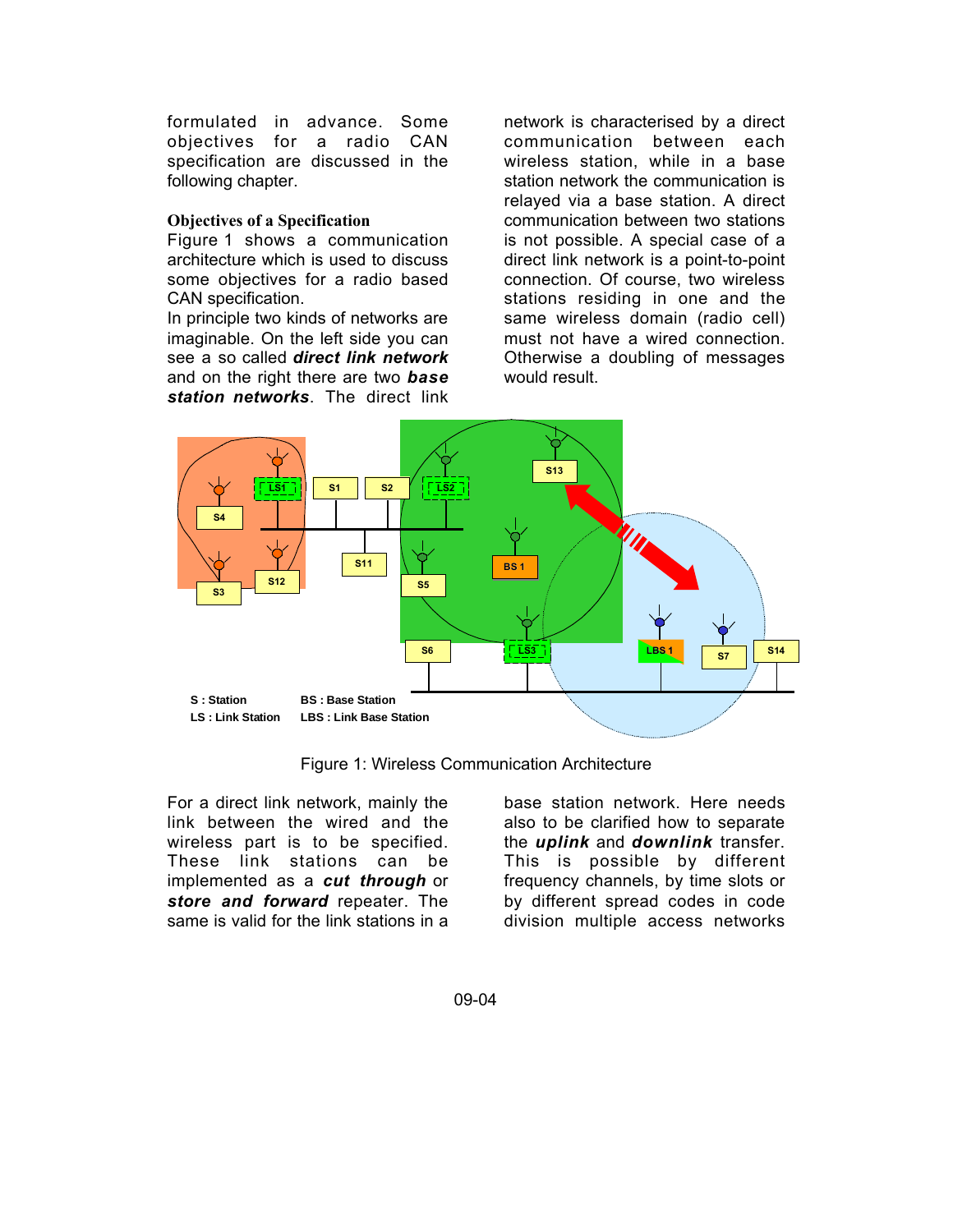formulated in advance. Some objectives for a radio CAN specification are discussed in the following chapter.

### Objectives of a Specification

Figure 1 shows a communication architecture which is used to discuss some objectives for a radio based CAN specification.

In principle two kinds of networks are imaginable. On the left side you can see a so called ***direct link network*** and on the right there are two ***base station networks***. The direct link network is characterised by a direct communication between each wireless station, while in a base station network the communication is relayed via a base station. A direct communication between two stations is not possible. A special case of a direct link network is a point-to-point connection. Of course, two wireless stations residing in one and the same wireless domain (radio cell) must not have a wired connection. Otherwise a doubling of messages would result.

Figure 1: Wireless Communication Architecture

For a direct link network, mainly the link between the wired and the wireless part is to be specified. These link stations can be implemented as a ***cut through*** or ***store and forward*** repeater. The same is valid for the link stations in a base station network. Here needs also to be clarified how to separate the ***uplink*** and ***downlink*** transfer. This is possible by different frequency channels, by time slots or by different spread codes in code division multiple access networks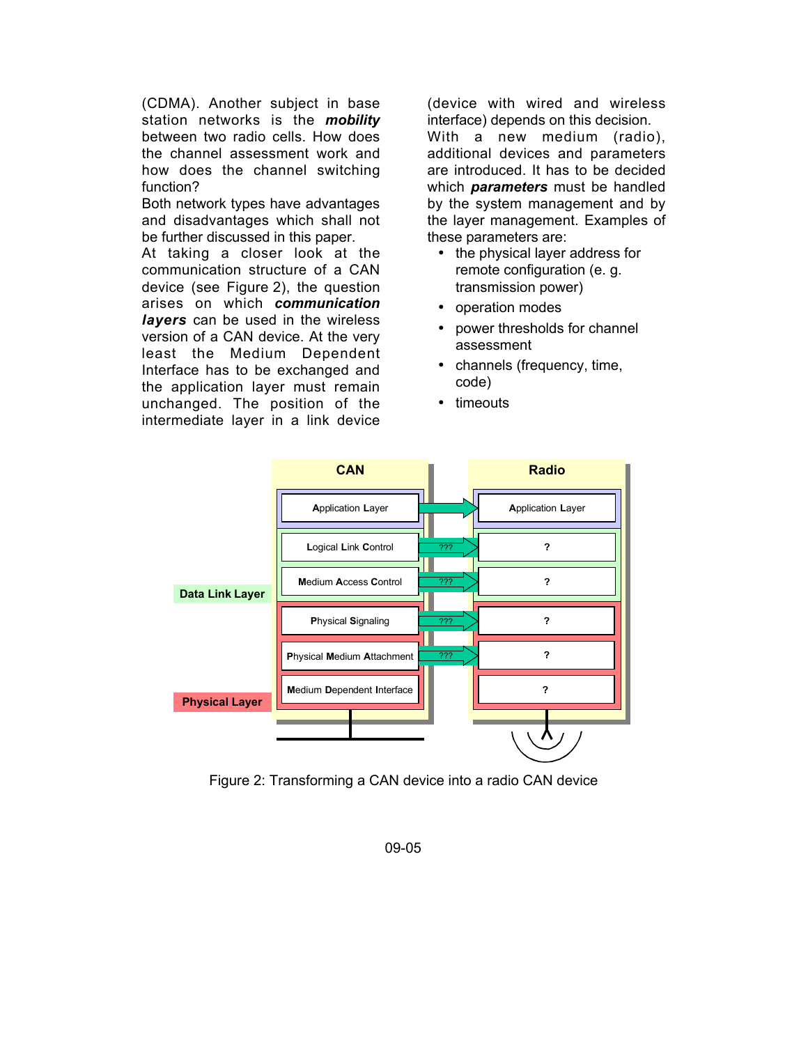(CDMA). Another subject in base station networks is the ***mobility*** between two radio cells. How does the channel assessment work and how does the channel switching function?

Both network types have advantages and disadvantages which shall not be further discussed in this paper.

At taking a closer look at the communication structure of a CAN device (see Figure 2), the question arises on which ***communication layers*** can be used in the wireless version of a CAN device. At the very least the Medium Dependent Interface has to be exchanged and the application layer must remain unchanged. The position of the intermediate layer in a link device (device with wired and wireless interface) depends on this decision.

With a new medium (radio), additional devices and parameters are introduced. It has to be decided which ***parameters*** must be handled by the system management and by the layer management. Examples of these parameters are:

- the physical layer address for remote configuration (e. g. transmission power)
- operation modes
- power thresholds for channel assessment
- channels (frequency, time, code)
- timeouts

Figure 2: Transforming a CAN device into a radio CAN device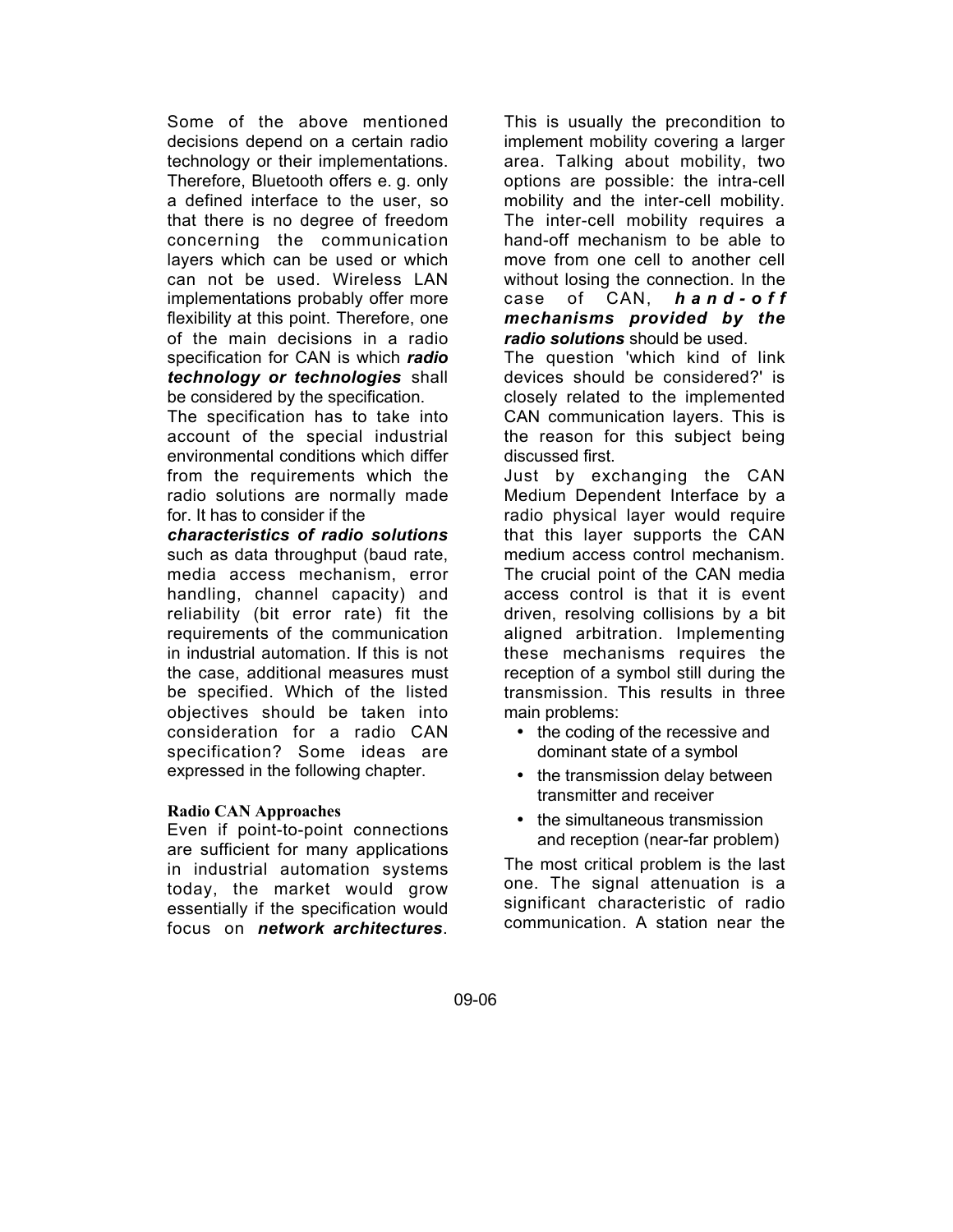Some of the above mentioned decisions depend on a certain radio technology or their implementations. Therefore, Bluetooth offers e. g. only a defined interface to the user, so that there is no degree of freedom concerning the communication layers which can be used or which can not be used. Wireless LAN implementations probably offer more flexibility at this point. Therefore, one of the main decisions in a radio specification for CAN is which ***radio technology or technologies*** shall be considered by the specification.

The specification has to take into account of the special industrial environmental conditions which differ from the requirements which the radio solutions are normally made for. It has to consider if the ***characteristics of radio solutions*** such as data throughput (baud rate, media access mechanism, error handling, channel capacity) and reliability (bit error rate) fit the requirements of the communication in industrial automation. If this is not the case, additional measures must be specified. Which of the listed objectives should be taken into consideration for a radio CAN specification? Some ideas are expressed in the following chapter.

### Radio CAN Approaches

Even if point-to-point connections are sufficient for many applications in industrial automation systems today, the market would grow essentially if the specification would focus on ***network architectures***. This is usually the precondition to implement mobility covering a larger area. Talking about mobility, two options are possible: the intra-cell mobility and the inter-cell mobility. The inter-cell mobility requires a hand-off mechanism to be able to move from one cell to another cell without losing the connection. In the case of CAN, ***hand-off mechanisms provided by the radio solutions*** should be used.

The question 'which kind of link devices should be considered?' is closely related to the implemented CAN communication layers. This is the reason for this subject being discussed first.

Just by exchanging the CAN Medium Dependent Interface by a radio physical layer would require that this layer supports the CAN medium access control mechanism. The crucial point of the CAN media access control is that it is event driven, resolving collisions by a bit aligned arbitration. Implementing these mechanisms requires the reception of a symbol still during the transmission. This results in three main problems:

- the coding of the recessive and dominant state of a symbol
- the transmission delay between transmitter and receiver
- the simultaneous transmission and reception (near-far problem)

The most critical problem is the last one. The signal attenuation is a significant characteristic of radio communication. A station near the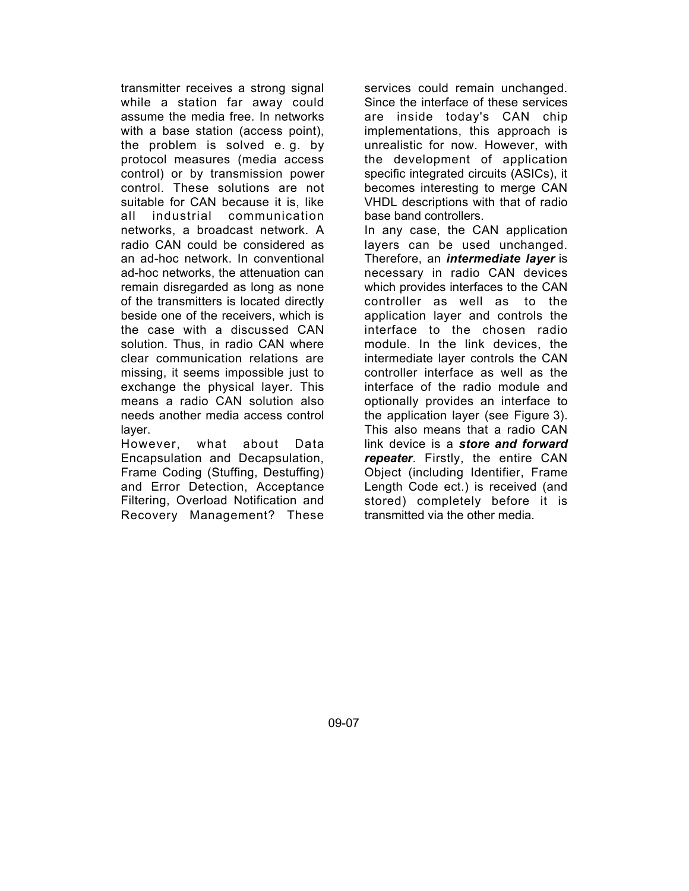transmitter receives a strong signal while a station far away could assume the media free. In networks with a base station (access point), the problem is solved e. g. by protocol measures (media access control) or by transmission power control. These solutions are not suitable for CAN because it is, like all industrial communication networks, a broadcast network. A radio CAN could be considered as an ad-hoc network. In conventional ad-hoc networks, the attenuation can remain disregarded as long as none of the transmitters is located directly beside one of the receivers, which is the case with a discussed CAN solution. Thus, in radio CAN where clear communication relations are missing, it seems impossible just to exchange the physical layer. This means a radio CAN solution also needs another media access control layer.

However, what about Data Encapsulation and Decapsulation, Frame Coding (Stuffing, Destuffing) and Error Detection, Acceptance Filtering, Overload Notification and Recovery Management? These services could remain unchanged. Since the interface of these services are inside today's CAN chip implementations, this approach is unrealistic for now. However, with the development of application specific integrated circuits (ASICs), it becomes interesting to merge CAN VHDL descriptions with that of radio base band controllers.

In any case, the CAN application layers can be used unchanged. Therefore, an ***intermediate layer*** is necessary in radio CAN devices which provides interfaces to the CAN controller as well as to the application layer and controls the interface to the chosen radio module. In the link devices, the intermediate layer controls the CAN controller interface as well as the interface of the radio module and optionally provides an interface to the application layer (see Figure 3). This also means that a radio CAN link device is a ***store and forward repeater***. Firstly, the entire CAN Object (including Identifier, Frame Length Code ect.) is received (and stored) completely before it is transmitted via the other media.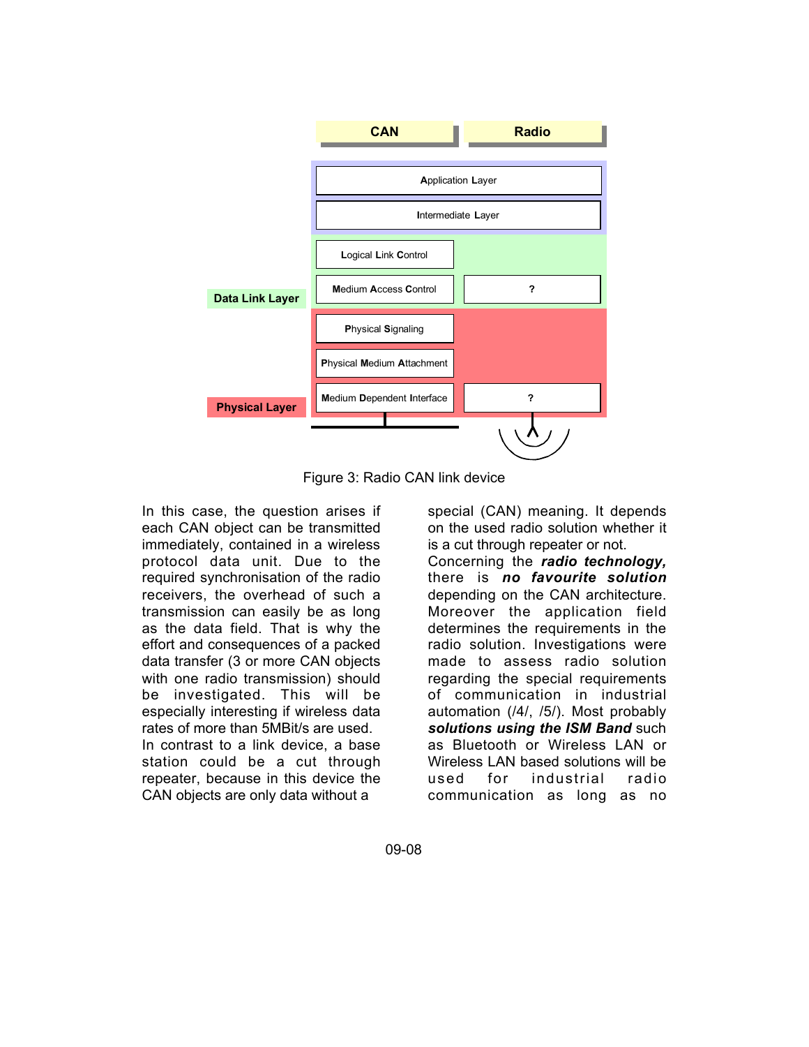Figure 3: Radio CAN link device

In this case, the question arises if each CAN object can be transmitted immediately, contained in a wireless protocol data unit. Due to the required synchronisation of the radio receivers, the overhead of such a transmission can easily be as long as the data field. That is why the effort and consequences of a packed data transfer (3 or more CAN objects with one radio transmission) should be investigated. This will be especially interesting if wireless data rates of more than 5MBit/s are used.

In contrast to a link device, a base station could be a cut through repeater, because in this device the CAN objects are only data without a special (CAN) meaning. It depends on the used radio solution whether it is a cut through repeater or not.

Concerning the ***radio technology,*** there is ***no favourite solution*** depending on the CAN architecture. Moreover the application field determines the requirements in the radio solution. Investigations were made to assess radio solution regarding the special requirements of communication in industrial automation (/4/, /5/). Most probably ***solutions using the ISM Band*** such as Bluetooth or Wireless LAN or Wireless LAN based solutions will be used for industrial radio communication as long as no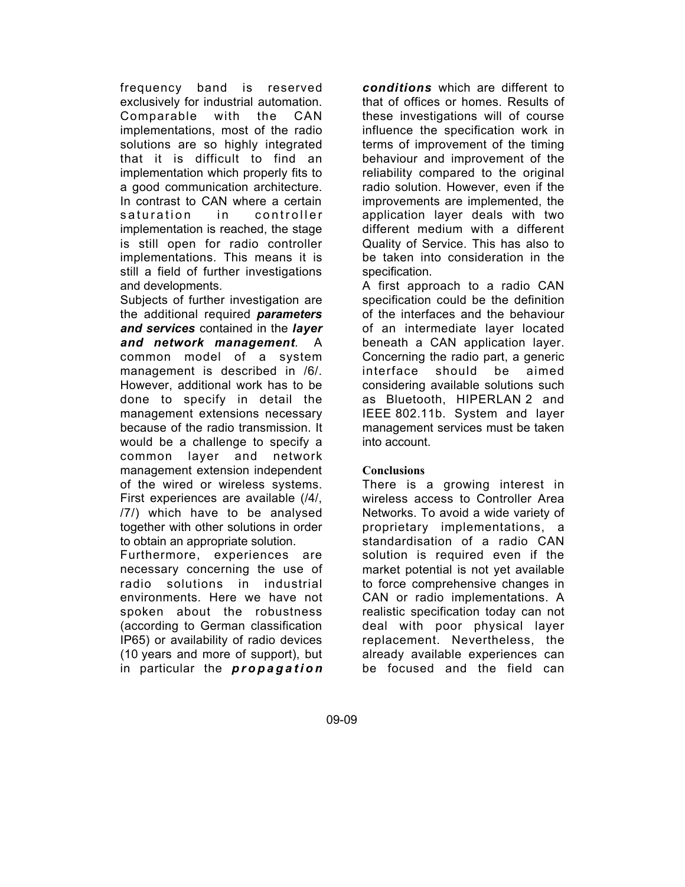frequency band is reserved exclusively for industrial automation. Comparable with the CAN implementations, most of the radio solutions are so highly integrated that it is difficult to find an implementation which properly fits to a good communication architecture. In contrast to CAN where a certain saturation in controller implementation is reached, the stage is still open for radio controller implementations. This means it is still a field of further investigations and developments.

Subjects of further investigation are the additional required ***parameters and services*** contained in the ***layer and network management***. A common model of a system management is described in /6/. However, additional work has to be done to specify in detail the management extensions necessary because of the radio transmission. It would be a challenge to specify a common layer and network management extension independent of the wired or wireless systems. First experiences are available (/4/, /7/) which have to be analysed together with other solutions in order to obtain an appropriate solution.

Furthermore, experiences are necessary concerning the use of radio solutions in industrial environments. Here we have not spoken about the robustness (according to German classification IP65) or availability of radio devices (10 years and more of support), but in particular the ***propagation conditions*** which are different to that of offices or homes. Results of these investigations will of course influence the specification work in terms of improvement of the timing behaviour and improvement of the reliability compared to the original radio solution. However, even if the improvements are implemented, the application layer deals with two different medium with a different Quality of Service. This has also to be taken into consideration in the specification.

A first approach to a radio CAN specification could be the definition of the interfaces and the behaviour of an intermediate layer located beneath a CAN application layer. Concerning the radio part, a generic interface should be aimed considering available solutions such as Bluetooth, HIPERLAN 2 and IEEE 802.11b. System and layer management services must be taken into account.

## Conclusions

There is a growing interest in wireless access to Controller Area Networks. To avoid a wide variety of proprietary implementations, a standardisation of a radio CAN solution is required even if the market potential is not yet available to force comprehensive changes in CAN or radio implementations. A realistic specification today can not deal with poor physical layer replacement. Nevertheless, the already available experiences can be focused and the field can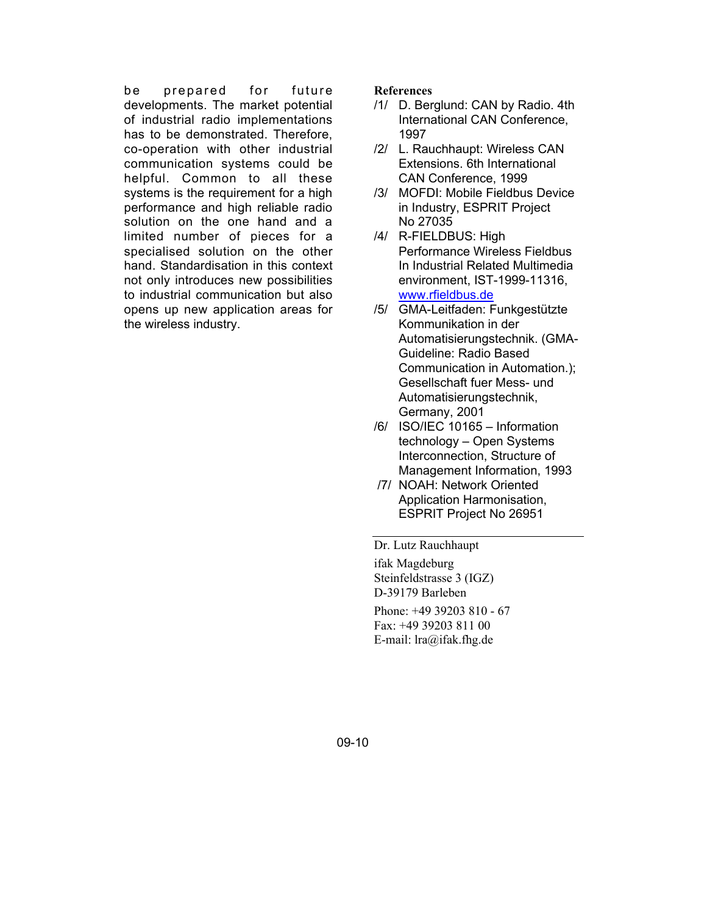be prepared for future developments. The market potential of industrial radio implementations has to be demonstrated. Therefore, co-operation with other industrial communication systems could be helpful. Common to all these systems is the requirement for a high performance and high reliable radio solution on the one hand and a limited number of pieces for a specialised solution on the other hand. Standardisation in this context not only introduces new possibilities to industrial communication but also opens up new application areas for the wireless industry.

**References**

/1/ D. Berglund: CAN by Radio. 4th International CAN Conference, 1997

/2/ L. Rauchhaupt: Wireless CAN Extensions. 6th International CAN Conference, 1999

/3/ MOFDI: Mobile Fieldbus Device in Industry, ESPRIT Project No 27035

/4/ R-FIELDBUS: High Performance Wireless Fieldbus In Industrial Related Multimedia environment, IST-1999-11316, www.rfieldbus.de

/5/ GMA-Leitfaden: Funkgestützte Kommunikation in der Automatisierungstechnik. (GMA-Guideline: Radio Based Communication in Automation.); Gesellschaft fuer Mess- und Automatisierungstechnik, Germany, 2001

/6/ ISO/IEC 10165 – Information technology – Open Systems Interconnection, Structure of Management Information, 1993

/7/ NOAH: Network Oriented Application Harmonisation, ESPRIT Project No 26951

---

Dr. Lutz Rauchhaupt

ifak Magdeburg
Steinfeldstrasse 3 (IGZ)
D-39179 Barleben

Phone: +49 39203 810 - 67
Fax: +49 39203 811 00
E-mail: lra@ifak.fhg.de